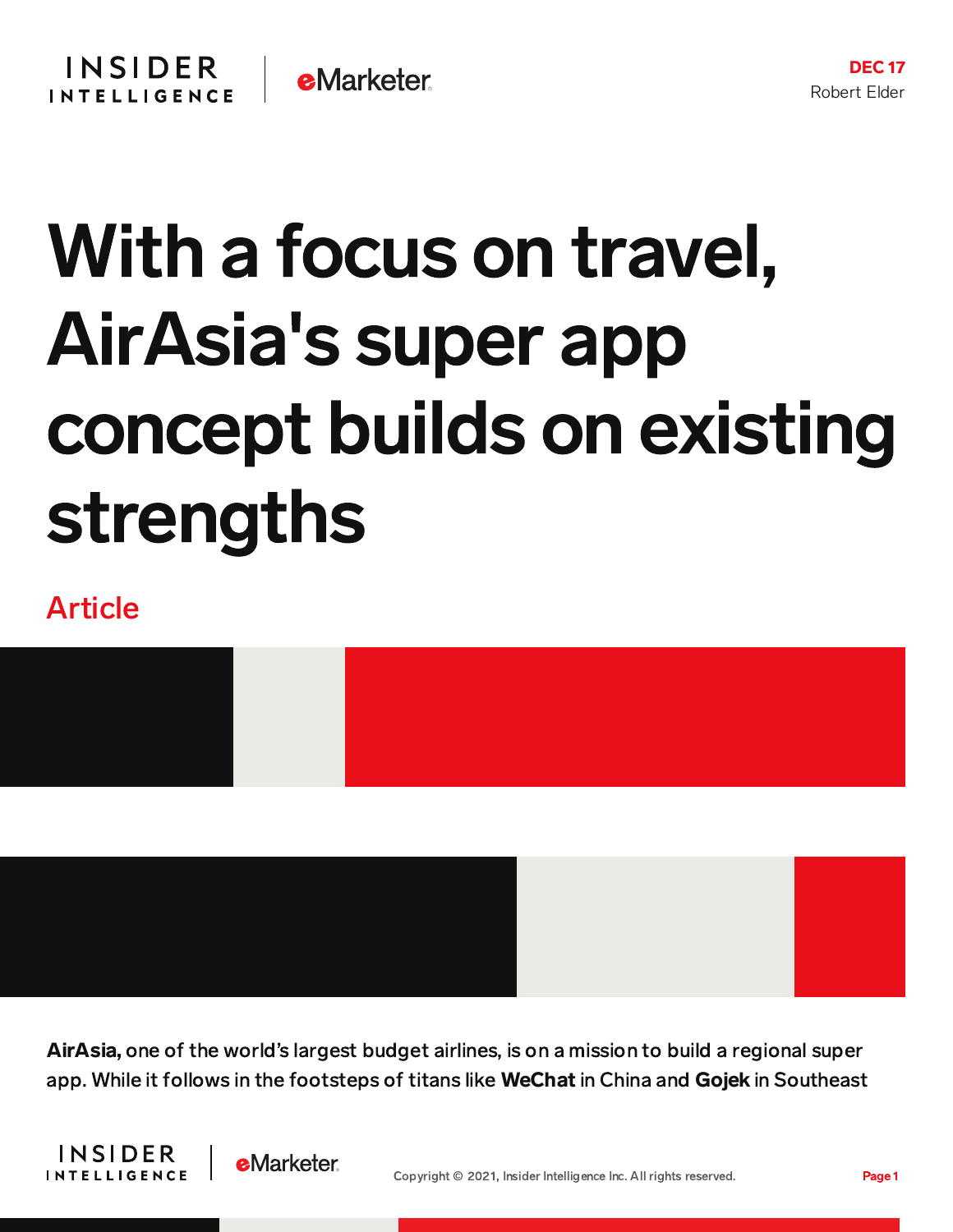DEC 17

Robert Elder

# With a focus on travel, AirAsia's super app concept builds on existing strengths

Article

**AirAsia,** one of the world's largest budget airlines, is on a mission to build a regional super app. While it follows in the footsteps of titans like **WeChat** in China and **Gojek** in Southeast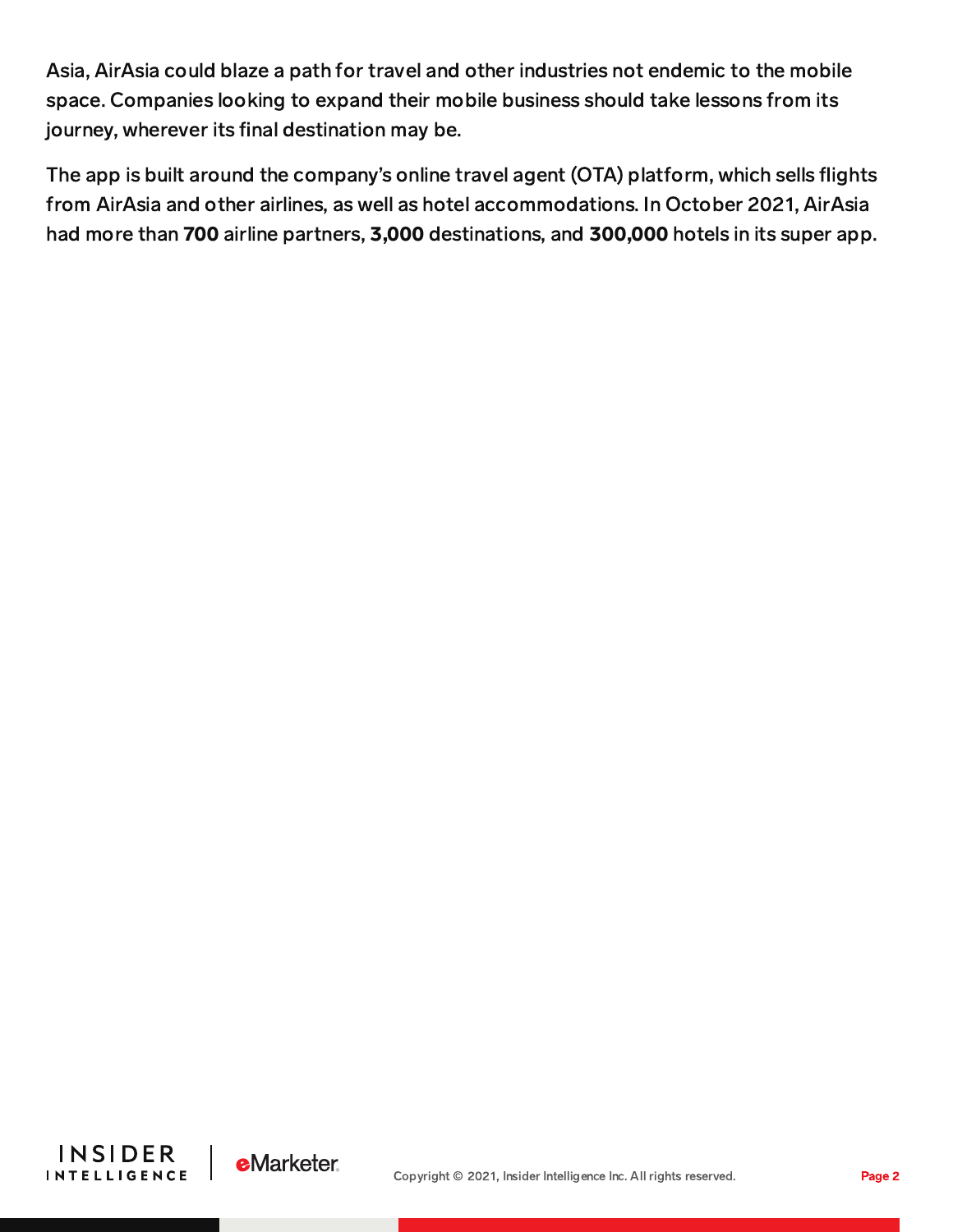Asia, AirAsia could blaze a path for travel and other industries not endemic to the mobile space. Companies looking to expand their mobile business should take lessons from its journey, wherever its final destination may be.

The app is built around the company's online travel agent (OTA) platform, which sells flights from AirAsia and other airlines, as well as hotel accommodations. In October 2021, AirAsia had more than **700** airline partners, **3,000** destinations, and **300,000** hotels in its super app.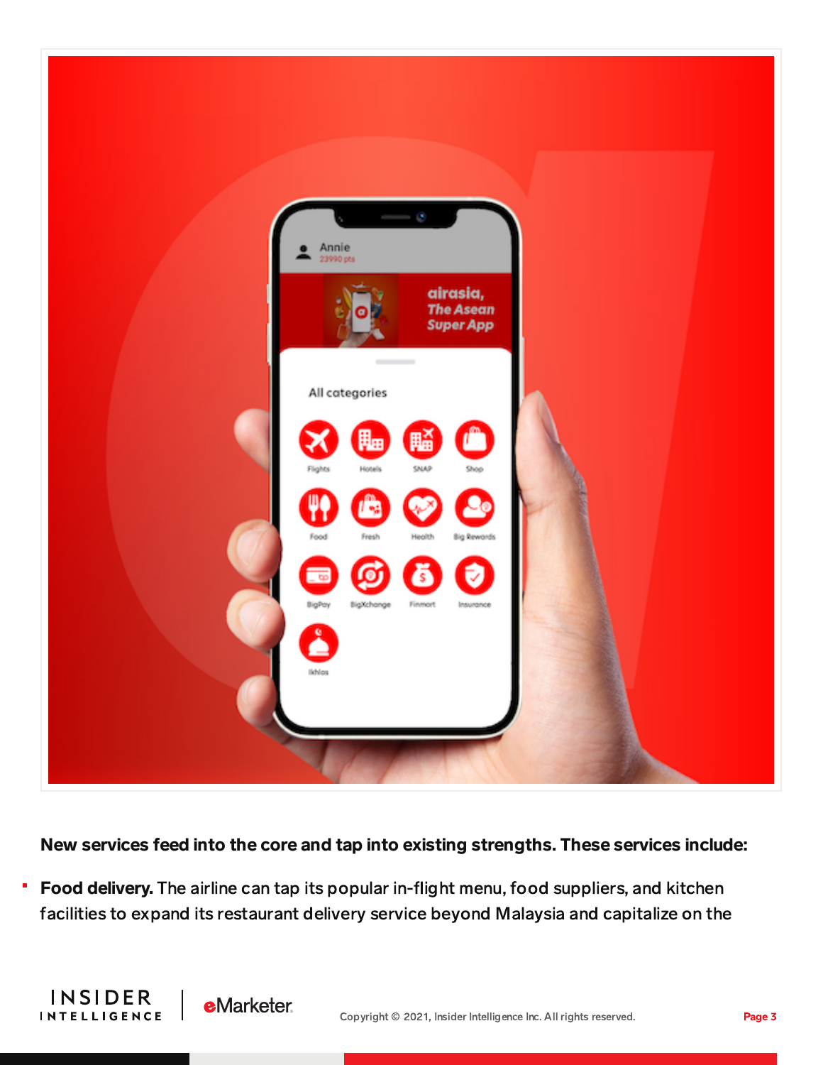**New services feed into the core and tap into existing strengths. These services include:**

- **Food delivery.** The airline can tap its popular in-flight menu, food suppliers, and kitchen facilities to expand its restaurant delivery service beyond Malaysia and capitalize on the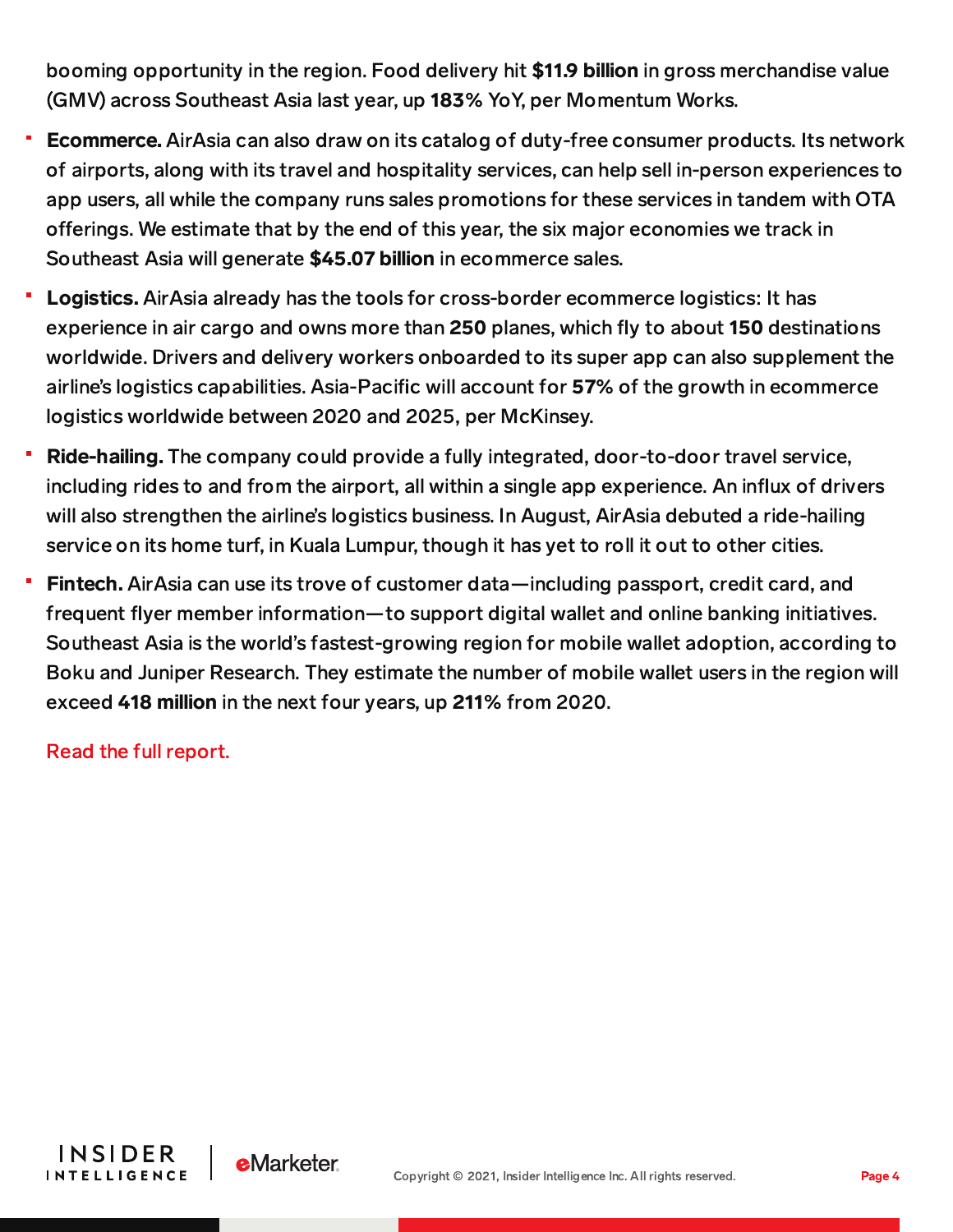booming opportunity in the region. Food delivery hit **$11.9 billion** in gross merchandise value (GMV) across Southeast Asia last year, up **183%** YoY, per Momentum Works.

- **Ecommerce.** AirAsia can also draw on its catalog of duty-free consumer products. Its network of airports, along with its travel and hospitality services, can help sell in-person experiences to app users, all while the company runs sales promotions for these services in tandem with OTA offerings. We estimate that by the end of this year, the six major economies we track in Southeast Asia will generate **$45.07 billion** in ecommerce sales.
- **Logistics.** AirAsia already has the tools for cross-border ecommerce logistics: It has experience in air cargo and owns more than **250** planes, which fly to about **150** destinations worldwide. Drivers and delivery workers onboarded to its super app can also supplement the airline's logistics capabilities. Asia-Pacific will account for **57%** of the growth in ecommerce logistics worldwide between 2020 and 2025, per McKinsey.
- **Ride-hailing.** The company could provide a fully integrated, door-to-door travel service, including rides to and from the airport, all within a single app experience. An influx of drivers will also strengthen the airline's logistics business. In August, AirAsia debuted a ride-hailing service on its home turf, in Kuala Lumpur, though it has yet to roll it out to other cities.
- **Fintech.** AirAsia can use its trove of customer data—including passport, credit card, and frequent flyer member information—to support digital wallet and online banking initiatives. Southeast Asia is the world's fastest-growing region for mobile wallet adoption, according to Boku and Juniper Research. They estimate the number of mobile wallet users in the region will exceed **418 million** in the next four years, up **211%** from 2020.

Read the full report.